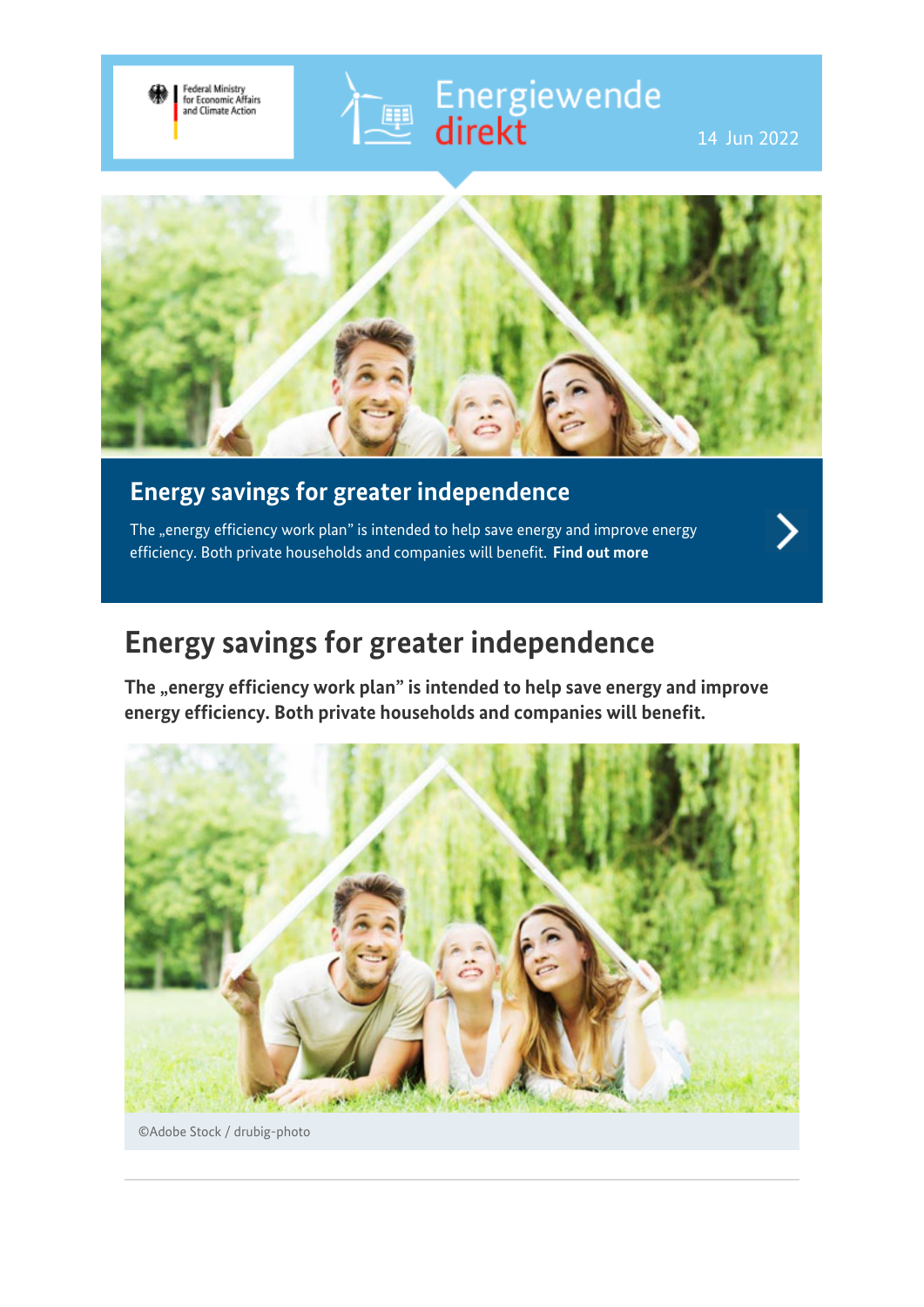Federal Ministry for Economic Affairs and Climate Action

Energiewende direkt

14 Jun 2022

## Energy savings for greater independence

The „energy efficiency work plan" is intended to help save energy and improve energy efficiency. Both private households and companies will benefit. **Find out more**

# Energy savings for greater independence

**The „energy efficiency work plan" is intended to help save energy and improve energy efficiency. Both private households and companies will benefit.**

©Adobe Stock / drubig-photo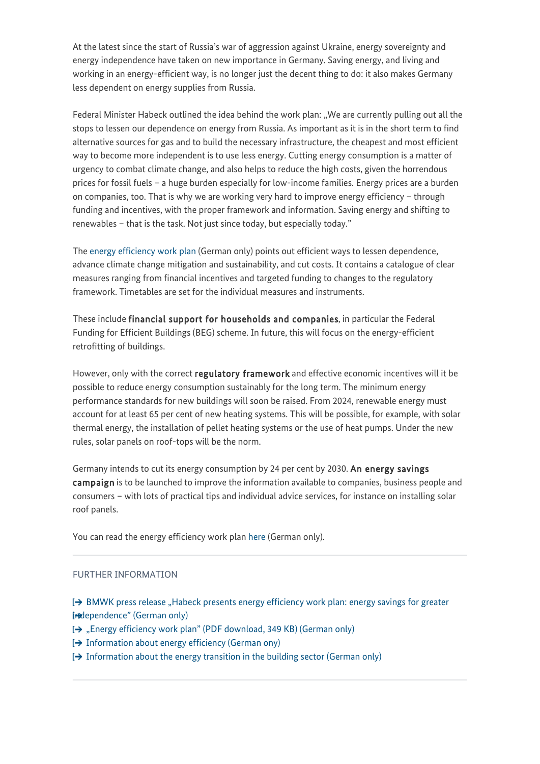At the latest since the start of Russia's war of aggression against Ukraine, energy sovereignty and energy independence have taken on new importance in Germany. Saving energy, and living and working in an energy-efficient way, is no longer just the decent thing to do: it also makes Germany less dependent on energy supplies from Russia.

Federal Minister Habeck outlined the idea behind the work plan: „We are currently pulling out all the stops to lessen our dependence on energy from Russia. As important as it is in the short term to find alternative sources for gas and to build the necessary infrastructure, the cheapest and most efficient way to become more independent is to use less energy. Cutting energy consumption is a matter of urgency to combat climate change, and also helps to reduce the high costs, given the horrendous prices for fossil fuels – a huge burden especially for low-income families. Energy prices are a burden on companies, too. That is why we are working very hard to improve energy efficiency – through funding and incentives, with the proper framework and information. Saving energy and shifting to renewables – that is the task. Not just since today, but especially today."

The energy efficiency work plan (German only) points out efficient ways to lessen dependence, advance climate change mitigation and sustainability, and cut costs. It contains a catalogue of clear measures ranging from financial incentives and targeted funding to changes to the regulatory framework. Timetables are set for the individual measures and instruments.

These include **financial support for households and companies**, in particular the Federal Funding for Efficient Buildings (BEG) scheme. In future, this will focus on the energy-efficient retrofitting of buildings.

However, only with the correct **regulatory framework** and effective economic incentives will it be possible to reduce energy consumption sustainably for the long term. The minimum energy performance standards for new buildings will soon be raised. From 2024, renewable energy must account for at least 65 per cent of new heating systems. This will be possible, for example, with solar thermal energy, the installation of pellet heating systems or the use of heat pumps. Under the new rules, solar panels on roof-tops will be the norm.

Germany intends to cut its energy consumption by 24 per cent by 2030. **An energy savings campaign** is to be launched to improve the information available to companies, business people and consumers – with lots of practical tips and individual advice services, for instance on installing solar roof panels.

You can read the energy efficiency work plan here (German only).

---

FURTHER INFORMATION

- BMWK press release „Habeck presents energy efficiency work plan: energy savings for greater independence" (German only)
- „Energy efficiency work plan" (PDF download, 349 KB) (German only)
- Information about energy efficiency (German ony)
- Information about the energy transition in the building sector (German only)

---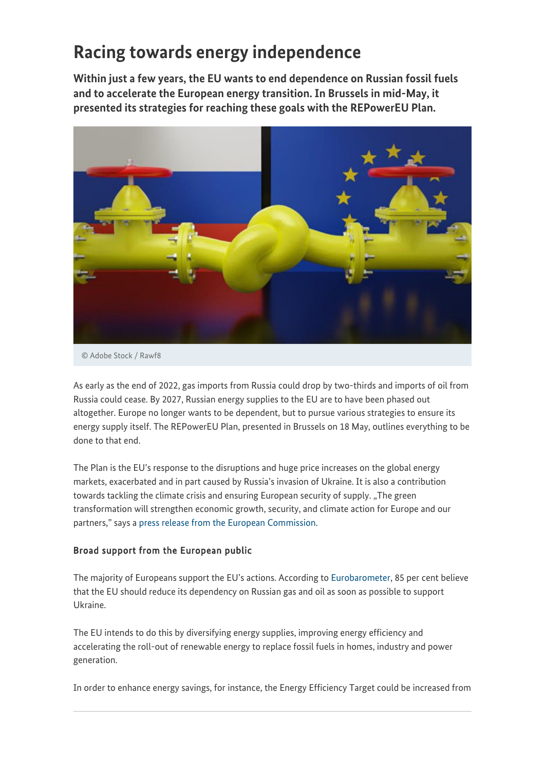# Racing towards energy independence

**Within just a few years, the EU wants to end dependence on Russian fossil fuels and to accelerate the European energy transition. In Brussels in mid-May, it presented its strategies for reaching these goals with the REPowerEU Plan.**

© Adobe Stock / Rawf8

As early as the end of 2022, gas imports from Russia could drop by two-thirds and imports of oil from Russia could cease. By 2027, Russian energy supplies to the EU are to have been phased out altogether. Europe no longer wants to be dependent, but to pursue various strategies to ensure its energy supply itself. The REPowerEU Plan, presented in Brussels on 18 May, outlines everything to be done to that end.

The Plan is the EU's response to the disruptions and huge price increases on the global energy markets, exacerbated and in part caused by Russia's invasion of Ukraine. It is also a contribution towards tackling the climate crisis and ensuring European security of supply. „The green transformation will strengthen economic growth, security, and climate action for Europe and our partners," says a press release from the European Commission.

### Broad support from the European public

The majority of Europeans support the EU's actions. According to Eurobarometer, 85 per cent believe that the EU should reduce its dependency on Russian gas and oil as soon as possible to support Ukraine.

The EU intends to do this by diversifying energy supplies, improving energy efficiency and accelerating the roll-out of renewable energy to replace fossil fuels in homes, industry and power generation.

In order to enhance energy savings, for instance, the Energy Efficiency Target could be increased from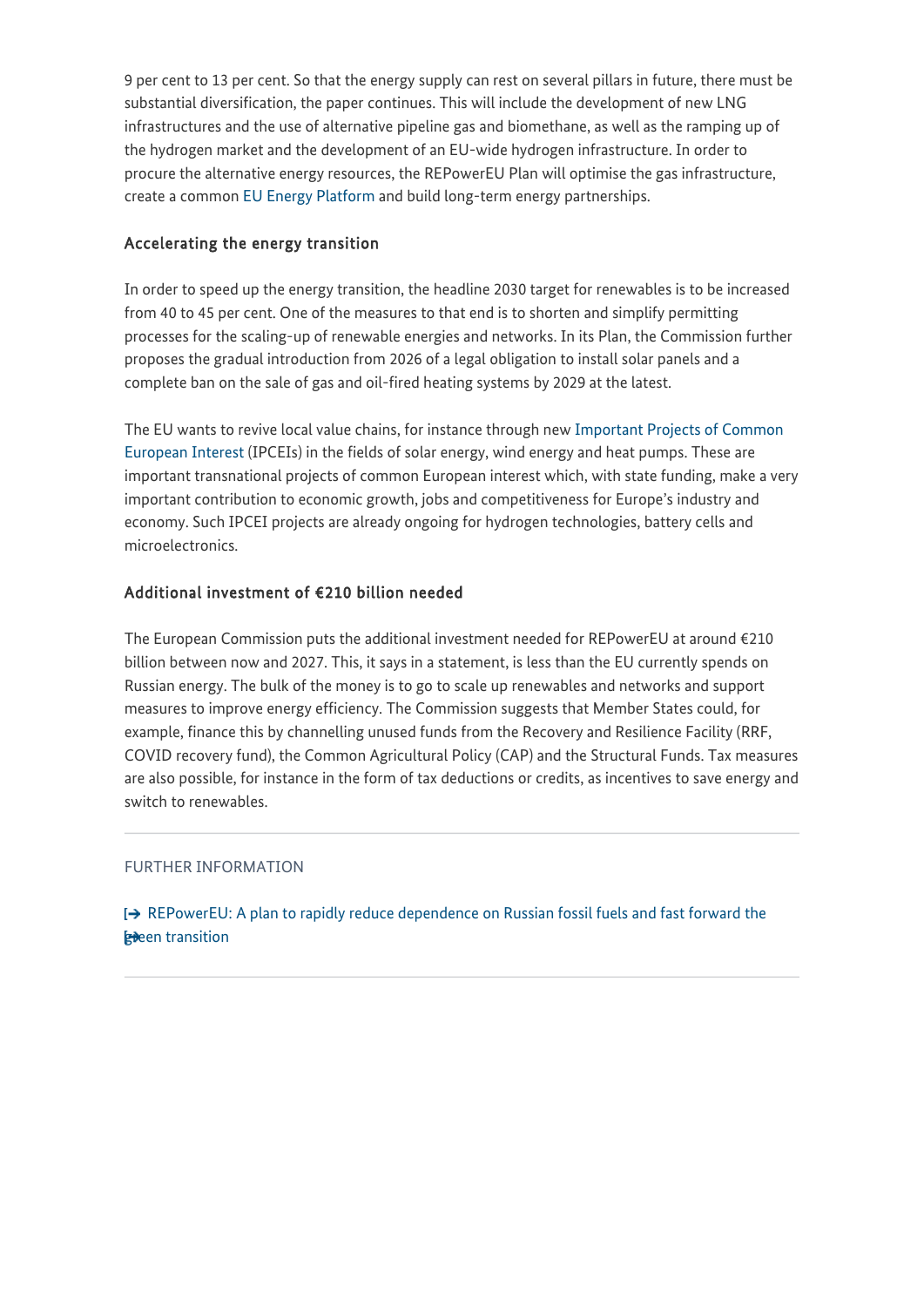9 per cent to 13 per cent. So that the energy supply can rest on several pillars in future, there must be substantial diversification, the paper continues. This will include the development of new LNG infrastructures and the use of alternative pipeline gas and biomethane, as well as the ramping up of the hydrogen market and the development of an EU-wide hydrogen infrastructure. In order to procure the alternative energy resources, the REPowerEU Plan will optimise the gas infrastructure, create a common EU Energy Platform and build long-term energy partnerships.

### Accelerating the energy transition

In order to speed up the energy transition, the headline 2030 target for renewables is to be increased from 40 to 45 per cent. One of the measures to that end is to shorten and simplify permitting processes for the scaling-up of renewable energies and networks. In its Plan, the Commission further proposes the gradual introduction from 2026 of a legal obligation to install solar panels and a complete ban on the sale of gas and oil-fired heating systems by 2029 at the latest.

The EU wants to revive local value chains, for instance through new Important Projects of Common European Interest (IPCEIs) in the fields of solar energy, wind energy and heat pumps. These are important transnational projects of common European interest which, with state funding, make a very important contribution to economic growth, jobs and competitiveness for Europe's industry and economy. Such IPCEI projects are already ongoing for hydrogen technologies, battery cells and microelectronics.

### Additional investment of €210 billion needed

The European Commission puts the additional investment needed for REPowerEU at around €210 billion between now and 2027. This, it says in a statement, is less than the EU currently spends on Russian energy. The bulk of the money is to go to scale up renewables and networks and support measures to improve energy efficiency. The Commission suggests that Member States could, for example, finance this by channelling unused funds from the Recovery and Resilience Facility (RRF, COVID recovery fund), the Common Agricultural Policy (CAP) and the Structural Funds. Tax measures are also possible, for instance in the form of tax deductions or credits, as incentives to save energy and switch to renewables.

---

FURTHER INFORMATION

REPowerEU: A plan to rapidly reduce dependence on Russian fossil fuels and fast forward the green transition

---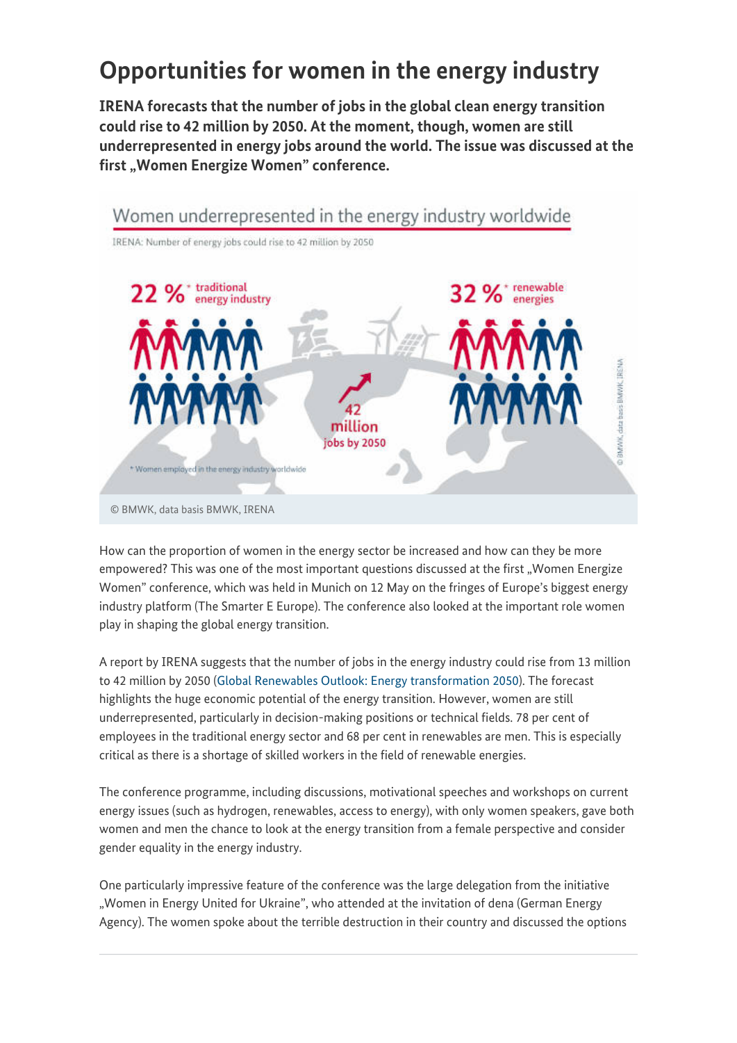# Opportunities for women in the energy industry

**IRENA forecasts that the number of jobs in the global clean energy transition could rise to 42 million by 2050. At the moment, though, women are still underrepresented in energy jobs around the world. The issue was discussed at the first „Women Energize Women" conference.**

Women underrepresented in the energy industry worldwide

IRENA: Number of energy jobs could rise to 42 million by 2050

22 %* traditional energy industry

32 %* renewable energies

42 million jobs by 2050

* Women employed in the energy industry worldwide

© BMWK, data basis BMWK, IRENA

How can the proportion of women in the energy sector be increased and how can they be more empowered? This was one of the most important questions discussed at the first „Women Energize Women" conference, which was held in Munich on 12 May on the fringes of Europe's biggest energy industry platform (The Smarter E Europe). The conference also looked at the important role women play in shaping the global energy transition.

A report by IRENA suggests that the number of jobs in the energy industry could rise from 13 million to 42 million by 2050 (Global Renewables Outlook: Energy transformation 2050). The forecast highlights the huge economic potential of the energy transition. However, women are still underrepresented, particularly in decision-making positions or technical fields. 78 per cent of employees in the traditional energy sector and 68 per cent in renewables are men. This is especially critical as there is a shortage of skilled workers in the field of renewable energies.

The conference programme, including discussions, motivational speeches and workshops on current energy issues (such as hydrogen, renewables, access to energy), with only women speakers, gave both women and men the chance to look at the energy transition from a female perspective and consider gender equality in the energy industry.

One particularly impressive feature of the conference was the large delegation from the initiative „Women in Energy United for Ukraine", who attended at the invitation of dena (German Energy Agency). The women spoke about the terrible destruction in their country and discussed the options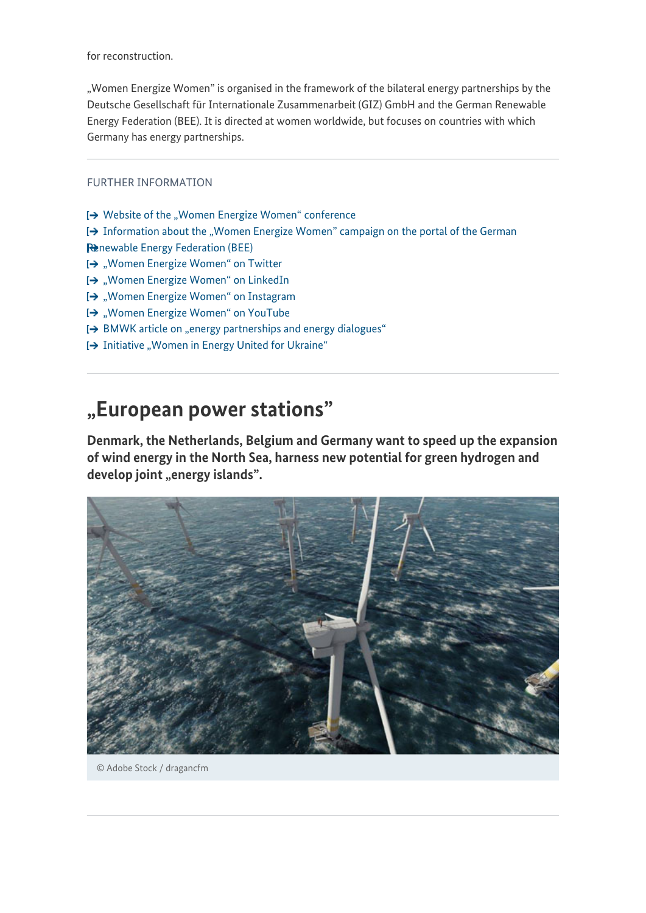for reconstruction.

„Women Energize Women" is organised in the framework of the bilateral energy partnerships by the Deutsche Gesellschaft für Internationale Zusammenarbeit (GIZ) GmbH and the German Renewable Energy Federation (BEE). It is directed at women worldwide, but focuses on countries with which Germany has energy partnerships.

FURTHER INFORMATION

- Website of the „Women Energize Women" conference
- Information about the „Women Energize Women" campaign on the portal of the German Renewable Energy Federation (BEE)
- „Women Energize Women" on Twitter
- „Women Energize Women" on LinkedIn
- „Women Energize Women" on Instagram
- „Women Energize Women" on YouTube
- BMWK article on „energy partnerships and energy dialogues"
- Initiative „Women in Energy United for Ukraine"

## „European power stations"

**Denmark, the Netherlands, Belgium and Germany want to speed up the expansion of wind energy in the North Sea, harness new potential for green hydrogen and develop joint „energy islands".**

© Adobe Stock / dragancfm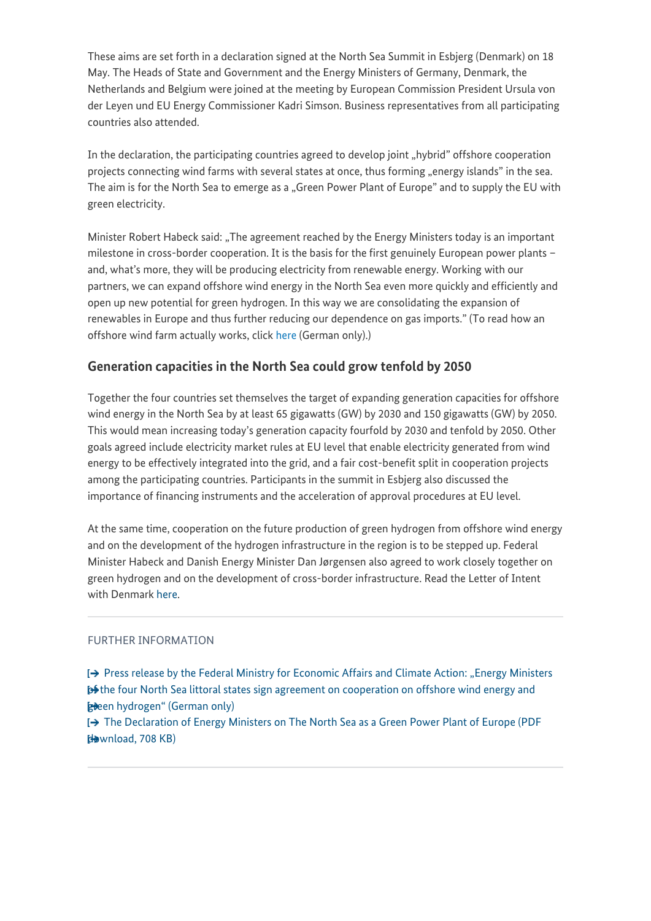These aims are set forth in a declaration signed at the North Sea Summit in Esbjerg (Denmark) on 18 May. The Heads of State and Government and the Energy Ministers of Germany, Denmark, the Netherlands and Belgium were joined at the meeting by European Commission President Ursula von der Leyen und EU Energy Commissioner Kadri Simson. Business representatives from all participating countries also attended.

In the declaration, the participating countries agreed to develop joint „hybrid" offshore cooperation projects connecting wind farms with several states at once, thus forming „energy islands" in the sea. The aim is for the North Sea to emerge as a „Green Power Plant of Europe" and to supply the EU with green electricity.

Minister Robert Habeck said: „The agreement reached by the Energy Ministers today is an important milestone in cross-border cooperation. It is the basis for the first genuinely European power plants – and, what's more, they will be producing electricity from renewable energy. Working with our partners, we can expand offshore wind energy in the North Sea even more quickly and efficiently and open up new potential for green hydrogen. In this way we are consolidating the expansion of renewables in Europe and thus further reducing our dependence on gas imports." (To read how an offshore wind farm actually works, click here (German only).)

## Generation capacities in the North Sea could grow tenfold by 2050

Together the four countries set themselves the target of expanding generation capacities for offshore wind energy in the North Sea by at least 65 gigawatts (GW) by 2030 and 150 gigawatts (GW) by 2050. This would mean increasing today's generation capacity fourfold by 2030 and tenfold by 2050. Other goals agreed include electricity market rules at EU level that enable electricity generated from wind energy to be effectively integrated into the grid, and a fair cost-benefit split in cooperation projects among the participating countries. Participants in the summit in Esbjerg also discussed the importance of financing instruments and the acceleration of approval procedures at EU level.

At the same time, cooperation on the future production of green hydrogen from offshore wind energy and on the development of the hydrogen infrastructure in the region is to be stepped up. Federal Minister Habeck and Danish Energy Minister Dan Jørgensen also agreed to work closely together on green hydrogen and on the development of cross-border infrastructure. Read the Letter of Intent with Denmark here.

---

FURTHER INFORMATION

- Press release by the Federal Ministry for Economic Affairs and Climate Action: „Energy Ministers of the four North Sea littoral states sign agreement on cooperation on offshore wind energy and green hydrogen" (German only)
- The Declaration of Energy Ministers on The North Sea as a Green Power Plant of Europe (PDF download, 708 KB)

---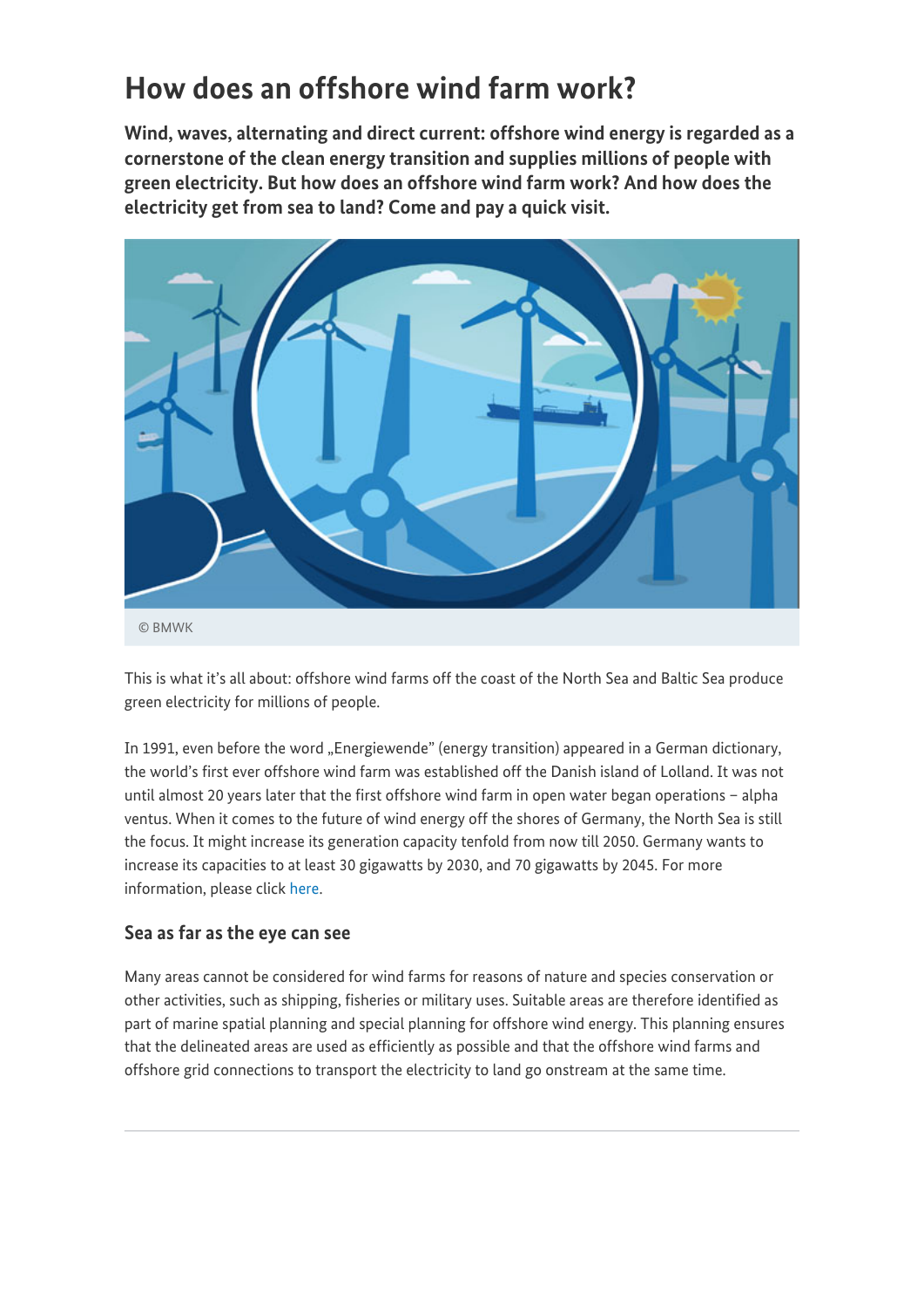# How does an offshore wind farm work?

**Wind, waves, alternating and direct current: offshore wind energy is regarded as a cornerstone of the clean energy transition and supplies millions of people with green electricity. But how does an offshore wind farm work? And how does the electricity get from sea to land? Come and pay a quick visit.**

© BMWK

This is what it's all about: offshore wind farms off the coast of the North Sea and Baltic Sea produce green electricity for millions of people.

In 1991, even before the word „Energiewende" (energy transition) appeared in a German dictionary, the world's first ever offshore wind farm was established off the Danish island of Lolland. It was not until almost 20 years later that the first offshore wind farm in open water began operations – alpha ventus. When it comes to the future of wind energy off the shores of Germany, the North Sea is still the focus. It might increase its generation capacity tenfold from now till 2050. Germany wants to increase its capacities to at least 30 gigawatts by 2030, and 70 gigawatts by 2045. For more information, please click here.

### Sea as far as the eye can see

Many areas cannot be considered for wind farms for reasons of nature and species conservation or other activities, such as shipping, fisheries or military uses. Suitable areas are therefore identified as part of marine spatial planning and special planning for offshore wind energy. This planning ensures that the delineated areas are used as efficiently as possible and that the offshore wind farms and offshore grid connections to transport the electricity to land go onstream at the same time.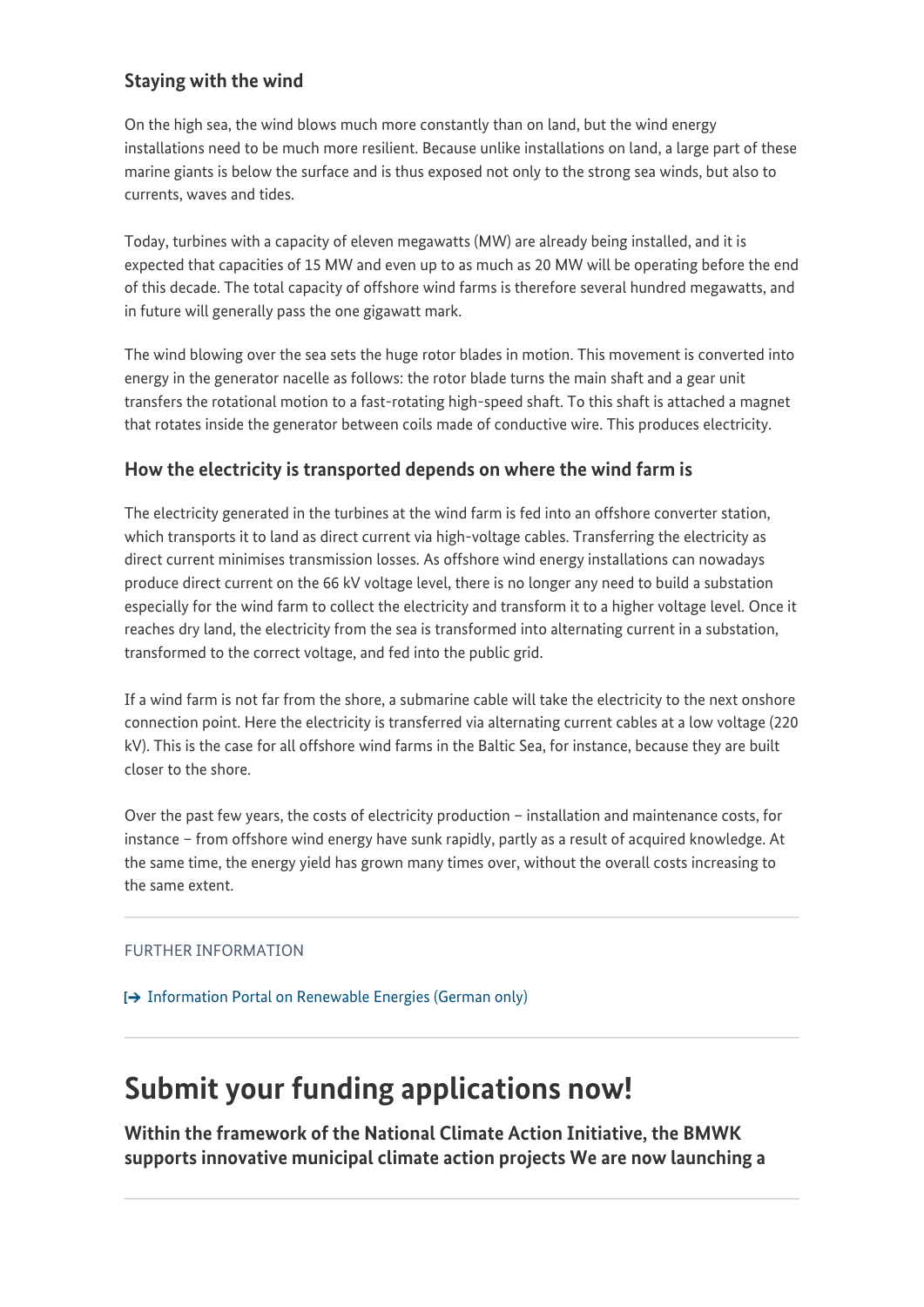### Staying with the wind

On the high sea, the wind blows much more constantly than on land, but the wind energy installations need to be much more resilient. Because unlike installations on land, a large part of these marine giants is below the surface and is thus exposed not only to the strong sea winds, but also to currents, waves and tides.

Today, turbines with a capacity of eleven megawatts (MW) are already being installed, and it is expected that capacities of 15 MW and even up to as much as 20 MW will be operating before the end of this decade. The total capacity of offshore wind farms is therefore several hundred megawatts, and in future will generally pass the one gigawatt mark.

The wind blowing over the sea sets the huge rotor blades in motion. This movement is converted into energy in the generator nacelle as follows: the rotor blade turns the main shaft and a gear unit transfers the rotational motion to a fast-rotating high-speed shaft. To this shaft is attached a magnet that rotates inside the generator between coils made of conductive wire. This produces electricity.

### How the electricity is transported depends on where the wind farm is

The electricity generated in the turbines at the wind farm is fed into an offshore converter station, which transports it to land as direct current via high-voltage cables. Transferring the electricity as direct current minimises transmission losses. As offshore wind energy installations can nowadays produce direct current on the 66 kV voltage level, there is no longer any need to build a substation especially for the wind farm to collect the electricity and transform it to a higher voltage level. Once it reaches dry land, the electricity from the sea is transformed into alternating current in a substation, transformed to the correct voltage, and fed into the public grid.

If a wind farm is not far from the shore, a submarine cable will take the electricity to the next onshore connection point. Here the electricity is transferred via alternating current cables at a low voltage (220 kV). This is the case for all offshore wind farms in the Baltic Sea, for instance, because they are built closer to the shore.

Over the past few years, the costs of electricity production – installation and maintenance costs, for instance – from offshore wind energy have sunk rapidly, partly as a result of acquired knowledge. At the same time, the energy yield has grown many times over, without the overall costs increasing to the same extent.

---

FURTHER INFORMATION

[→ Information Portal on Renewable Energies (German only)

---

# Submit your funding applications now!

**Within the framework of the National Climate Action Initiative, the BMWK supports innovative municipal climate action projects We are now launching a**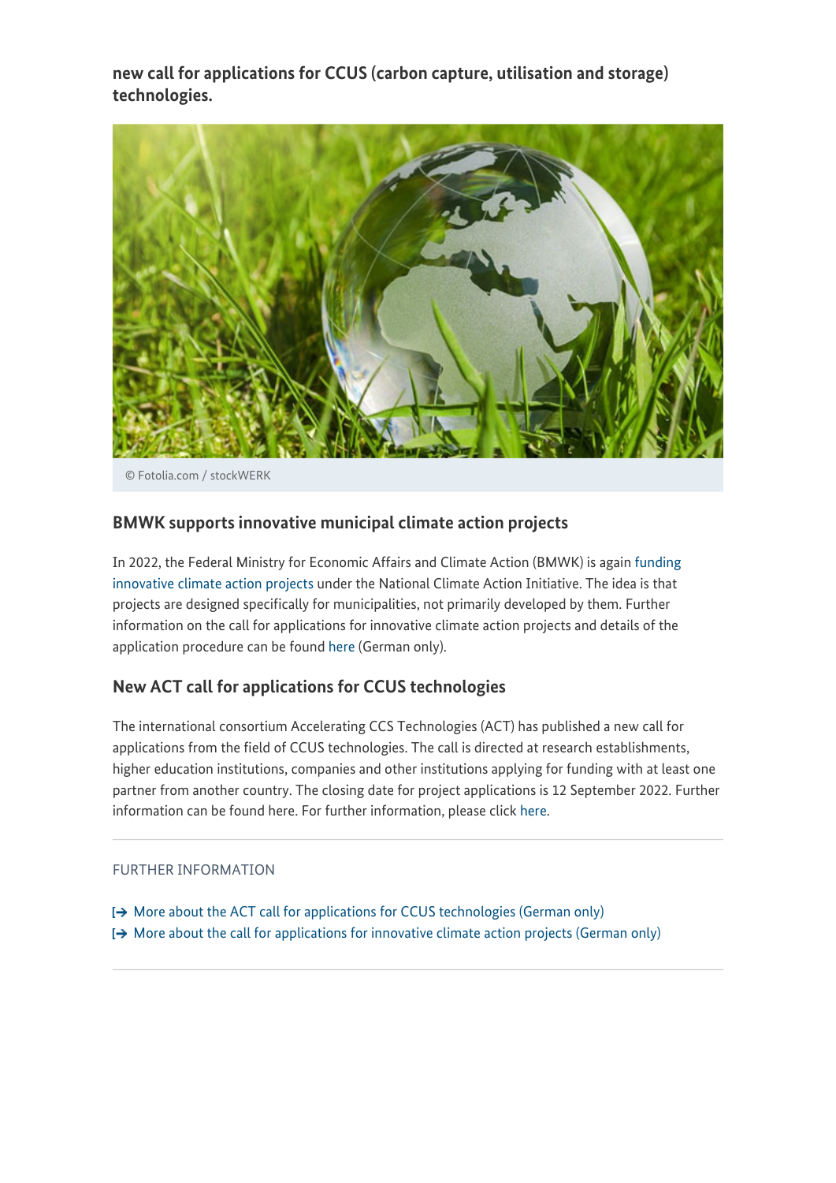**new call for applications for CCUS (carbon capture, utilisation and storage) technologies.**

© Fotolia.com / stockWERK

## BMWK supports innovative municipal climate action projects

In 2022, the Federal Ministry for Economic Affairs and Climate Action (BMWK) is again funding innovative climate action projects under the National Climate Action Initiative. The idea is that projects are designed specifically for municipalities, not primarily developed by them. Further information on the call for applications for innovative climate action projects and details of the application procedure can be found here (German only).

## New ACT call for applications for CCUS technologies

The international consortium Accelerating CCS Technologies (ACT) has published a new call for applications from the field of CCUS technologies. The call is directed at research establishments, higher education institutions, companies and other institutions applying for funding with at least one partner from another country. The closing date for project applications is 12 September 2022. Further information can be found here. For further information, please click here.

---

FURTHER INFORMATION

- More about the ACT call for applications for CCUS technologies (German only)
- More about the call for applications for innovative climate action projects (German only)

---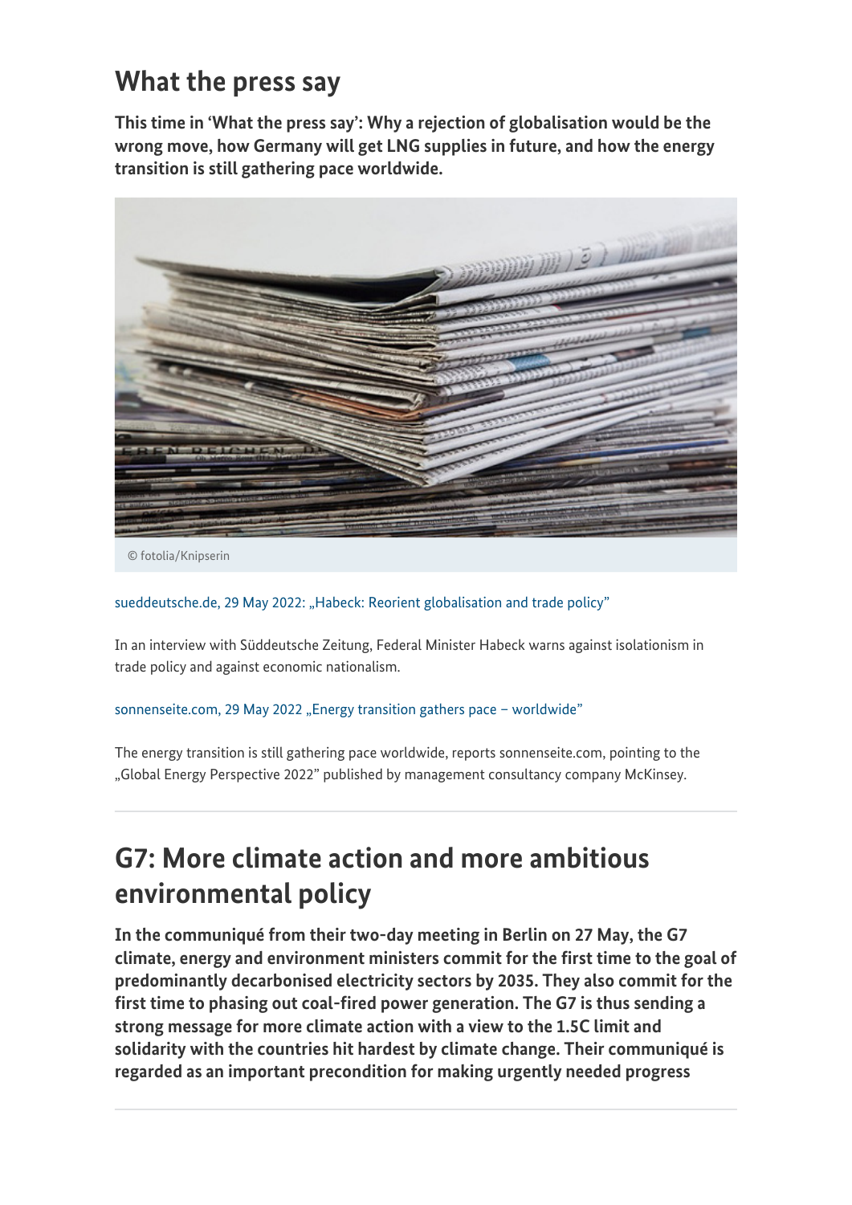## What the press say

**This time in 'What the press say': Why a rejection of globalisation would be the wrong move, how Germany will get LNG supplies in future, and how the energy transition is still gathering pace worldwide.**

© fotolia/Knipserin

sueddeutsche.de, 29 May 2022: „Habeck: Reorient globalisation and trade policy"

In an interview with Süddeutsche Zeitung, Federal Minister Habeck warns against isolationism in trade policy and against economic nationalism.

sonnenseite.com, 29 May 2022 „Energy transition gathers pace – worldwide"

The energy transition is still gathering pace worldwide, reports sonnenseite.com, pointing to the „Global Energy Perspective 2022" published by management consultancy company McKinsey.

---

## G7: More climate action and more ambitious environmental policy

**In the communiqué from their two-day meeting in Berlin on 27 May, the G7 climate, energy and environment ministers commit for the first time to the goal of predominantly decarbonised electricity sectors by 2035. They also commit for the first time to phasing out coal-fired power generation. The G7 is thus sending a strong message for more climate action with a view to the 1.5C limit and solidarity with the countries hit hardest by climate change. Their communiqué is regarded as an important precondition for making urgently needed progress**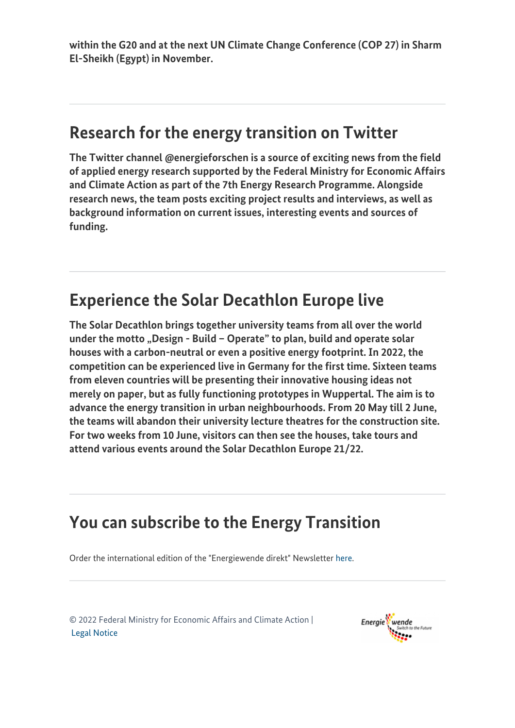**within the G20 and at the next UN Climate Change Conference (COP 27) in Sharm El-Sheikh (Egypt) in November.**

---

## Research for the energy transition on Twitter

**The Twitter channel @energieforschen is a source of exciting news from the field of applied energy research supported by the Federal Ministry for Economic Affairs and Climate Action as part of the 7th Energy Research Programme. Alongside research news, the team posts exciting project results and interviews, as well as background information on current issues, interesting events and sources of funding.**

---

## Experience the Solar Decathlon Europe live

**The Solar Decathlon brings together university teams from all over the world under the motto „Design - Build – Operate" to plan, build and operate solar houses with a carbon-neutral or even a positive energy footprint. In 2022, the competition can be experienced live in Germany for the first time. Sixteen teams from eleven countries will be presenting their innovative housing ideas not merely on paper, but as fully functioning prototypes in Wuppertal. The aim is to advance the energy transition in urban neighbourhoods. From 20 May till 2 June, the teams will abandon their university lecture theatres for the construction site. For two weeks from 10 June, visitors can then see the houses, take tours and attend various events around the Solar Decathlon Europe 21/22.**

---

## You can subscribe to the Energy Transition

Order the international edition of the "Energiewende direkt" Newsletter here.

---

© 2022 Federal Ministry for Economic Affairs and Climate Action | Legal Notice

Energiewende Switch to the Future